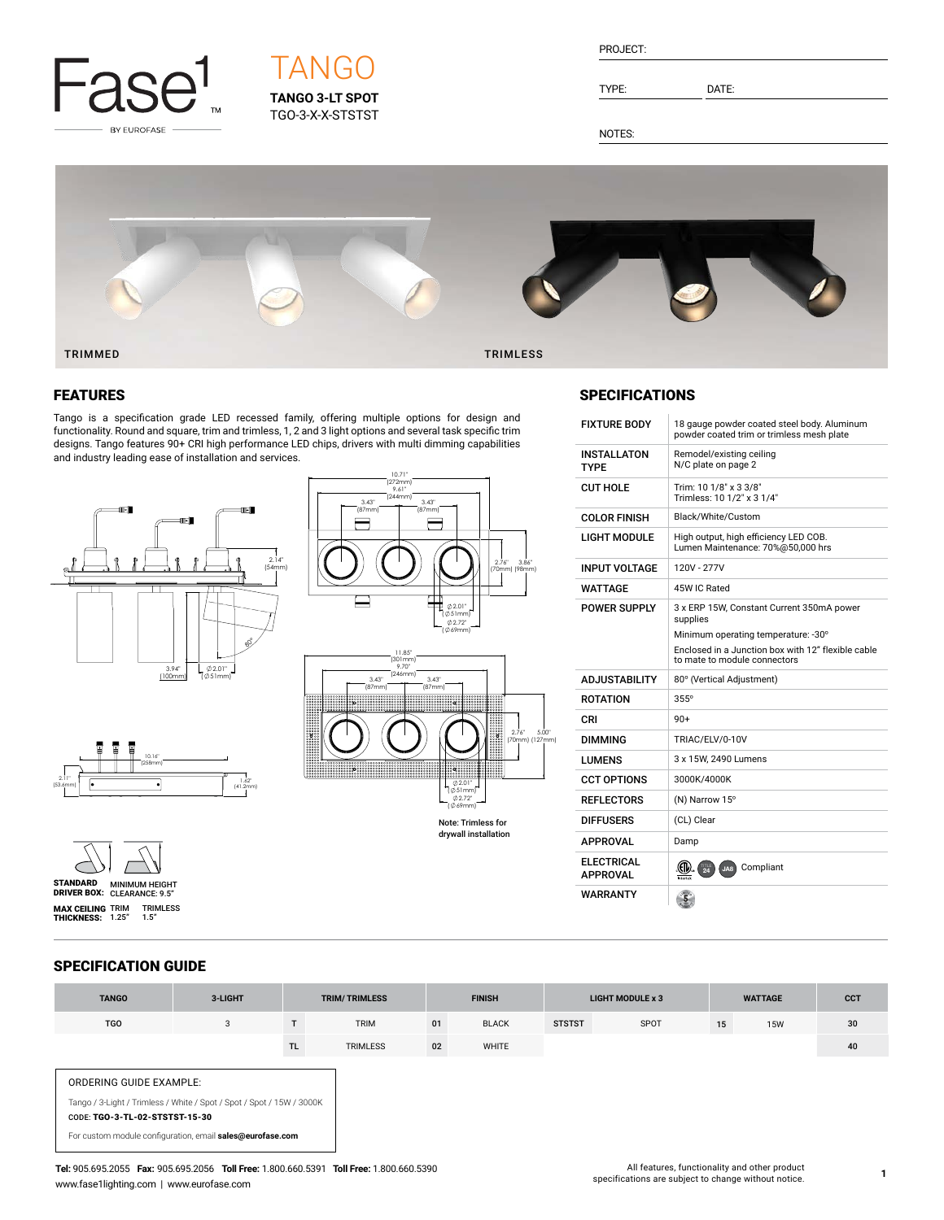Fase1 BY EUROFASE

# TANGO

**TANGO 3-LT SPOT**
TGO-3-X-X-STSTST

PROJECT:

TYPE: DATE:

NOTES:

TRIMMED TRIMLESS

## FEATURES

Tango is a specification grade LED recessed family, offering multiple options for design and functionality. Round and square, trim and trimless, 1, 2 and 3 light options and several task specific trim designs. Tango features 90+ CRI high performance LED chips, drivers with multi dimming capabilities and industry leading ease of installation and services.

10.71" [272mm] 9.61" [244mm] 3.43" [87mm] 3.43" [87mm] 2.14" [54mm] 2.76" [70mm] 3.86" [98mm] Ø2.01" [Ø51mm] Ø2.72" [Ø69mm] 3.94" [100mm] Ø2.01" [Ø51mm] 80°

11.85" [301mm] 9.70" [246mm] 3.43" [87mm] 3.43" [87mm] 2.76" [70mm] 5.00" [127mm] Ø2.01" [Ø51mm] Ø2.72" [Ø69mm]

10.16" [258mm] 2.11" [53.6mm] 1.62" [41.2mm]

Note: Trimless for drywall installation

**STANDARD DRIVER BOX:** MINIMUM HEIGHT CLEARANCE: 9.5"

**MAX CEILING THICKNESS:** TRIM 1.25" TRIMLESS 1.5"

## SPECIFICATIONS

| | |
|---|---|
| FIXTURE BODY | 18 gauge powder coated steel body. Aluminum powder coated trim or trimless mesh plate |
| INSTALLATON TYPE | Remodel/existing ceiling<br>N/C plate on page 2 |
| CUT HOLE | Trim: 10 1/8" x 3 3/8"<br>Trimless: 10 1/2" x 3 1/4" |
| COLOR FINISH | Black/White/Custom |
| LIGHT MODULE | High output, high efficiency LED COB.<br>Lumen Maintenance: 70%@50,000 hrs |
| INPUT VOLTAGE | 120V - 277V |
| WATTAGE | 45W IC Rated |
| POWER SUPPLY | 3 x ERP 15W, Constant Current 350mA power supplies<br>Minimum operating temperature: -30°<br>Enclosed in a Junction box with 12" flexible cable to mate to module connectors |
| ADJUSTABILITY | 80° (Vertical Adjustment) |
| ROTATION | 355° |
| CRI | 90+ |
| DIMMING | TRIAC/ELV/0-10V |
| LUMENS | 3 x 15W, 2490 Lumens |
| CCT OPTIONS | 3000K/4000K |
| REFLECTORS | (N) Narrow 15° |
| DIFFUSERS | (CL) Clear |
| APPROVAL | Damp |
| ELECTRICAL APPROVAL | ETL 24 JA8 Compliant |
| WARRANTY | 5 |

## SPECIFICATION GUIDE

| TANGO | 3-LIGHT | TRIM/ TRIMLESS | | FINISH | | LIGHT MODULE x 3 | | WATTAGE | | CCT |
|---|---|---|---|---|---|---|---|---|---|---|
| TGO | 3 | T | TRIM | 01 | BLACK | STSTST | SPOT | 15 | 15W | 30 |
| | | TL | TRIMLESS | 02 | WHITE | | | | | 40 |

ORDERING GUIDE EXAMPLE:

Tango / 3-Light / Trimless / White / Spot / Spot / Spot / 15W / 3000K

CODE: **TGO-3-TL-02-STSTST-15-30**

For custom module configuration, email **sales@eurofase.com**

**Tel:** 905.695.2055 **Fax:** 905.695.2056 **Toll Free:** 1.800.660.5391 **Toll Free:** 1.800.660.5390
www.fase1lighting.com | www.eurofase.com

All features, functionality and other product specifications are subject to change without notice.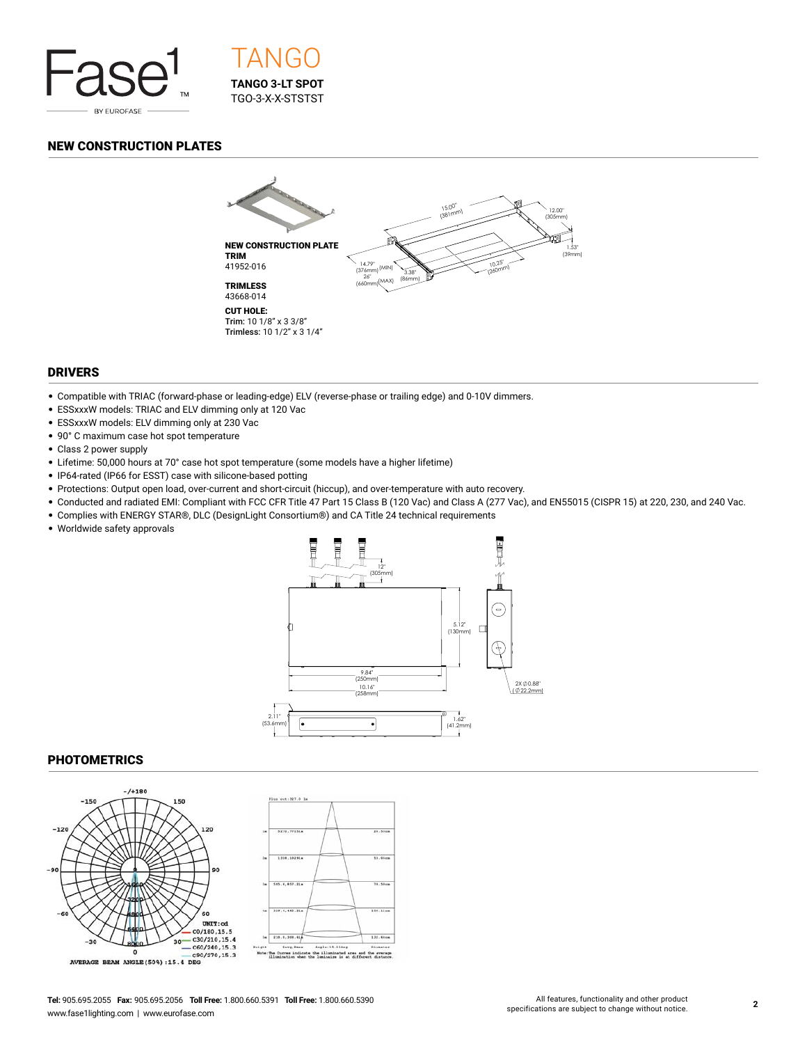Fase1™ BY EUROFASE

TANGO

**TANGO 3-LT SPOT**
TGO-3-X-X-STSTST

## NEW CONSTRUCTION PLATES

15.00" (381mm)
12.00" (305mm)
1.53" (39mm)
14.79" (376mm) (MIN)
26" (660mm) (MAX)
3.38" (86mm)
10.25" (260mm)

**NEW CONSTRUCTION PLATE TRIM**
41952-016

**TRIMLESS**
43668-014

**CUT HOLE:**
**Trim:** 10 1/8" x 3 3/8"
**Trimless:** 10 1/2" x 3 1/4"

## DRIVERS

- Compatible with TRIAC (forward-phase or leading-edge) ELV (reverse-phase or trailing edge) and 0-10V dimmers.
- ESSxxxW models: TRIAC and ELV dimming only at 120 Vac
- ESSxxxW models: ELV dimming only at 230 Vac
- 90° C maximum case hot spot temperature
- Class 2 power supply
- Lifetime: 50,000 hours at 70° case hot spot temperature (some models have a higher lifetime)
- IP64-rated (IP66 for ESST) case with silicone-based potting
- Protections: Output open load, over-current and short-circuit (hiccup), and over-temperature with auto recovery.
- Conducted and radiated EMI: Compliant with FCC CFR Title 47 Part 15 Class B (120 Vac) and Class A (277 Vac), and EN55015 (CISPR 15) at 220, 230, and 240 Vac.
- Complies with ENERGY STAR®, DLC (DesignLight Consortium®) and CA Title 24 technical requirements
- Worldwide safety approvals

12" (305mm)
5.12" (130mm)
9.84" (250mm)
10.16" (258mm)
2X ∅0.88" (∅22.2mm)
2.11" (53.6mm)
1.62" (41.2mm)

## PHOTOMETRICS

-/+180
-150
150
-120
120
-90
90
-60
60
-30
30
0
1600
3200
4800
6400
8000
UNIT:cd
C0/180,15.5
C30/210,15.4
C60/240,15.3
C90/270,15.3
AVERAGE BEAM ANGLE(50%):15.4 DEG

Flux out:327.0 lm
1m 5270.7713lx 26.50cm
2m 1318.1929lx 53.00cm
3m 585.6,857.3lx 79.50cm
4m 329.4,445.3lx 106.11cm
5m 210.8,308.6lx 132.66cm
Height Eavg,Emax Angle:15.11deg Diameter
Note:The Curves indicate the illuminated area and the average illumination when the luminaire is at different distance.

**Tel:** 905.695.2055 **Fax:** 905.695.2056 **Toll Free:** 1.800.660.5391 **Toll Free:** 1.800.660.5390
www.fase1lighting.com | www.eurofase.com

All features, functionality and other product specifications are subject to change without notice.